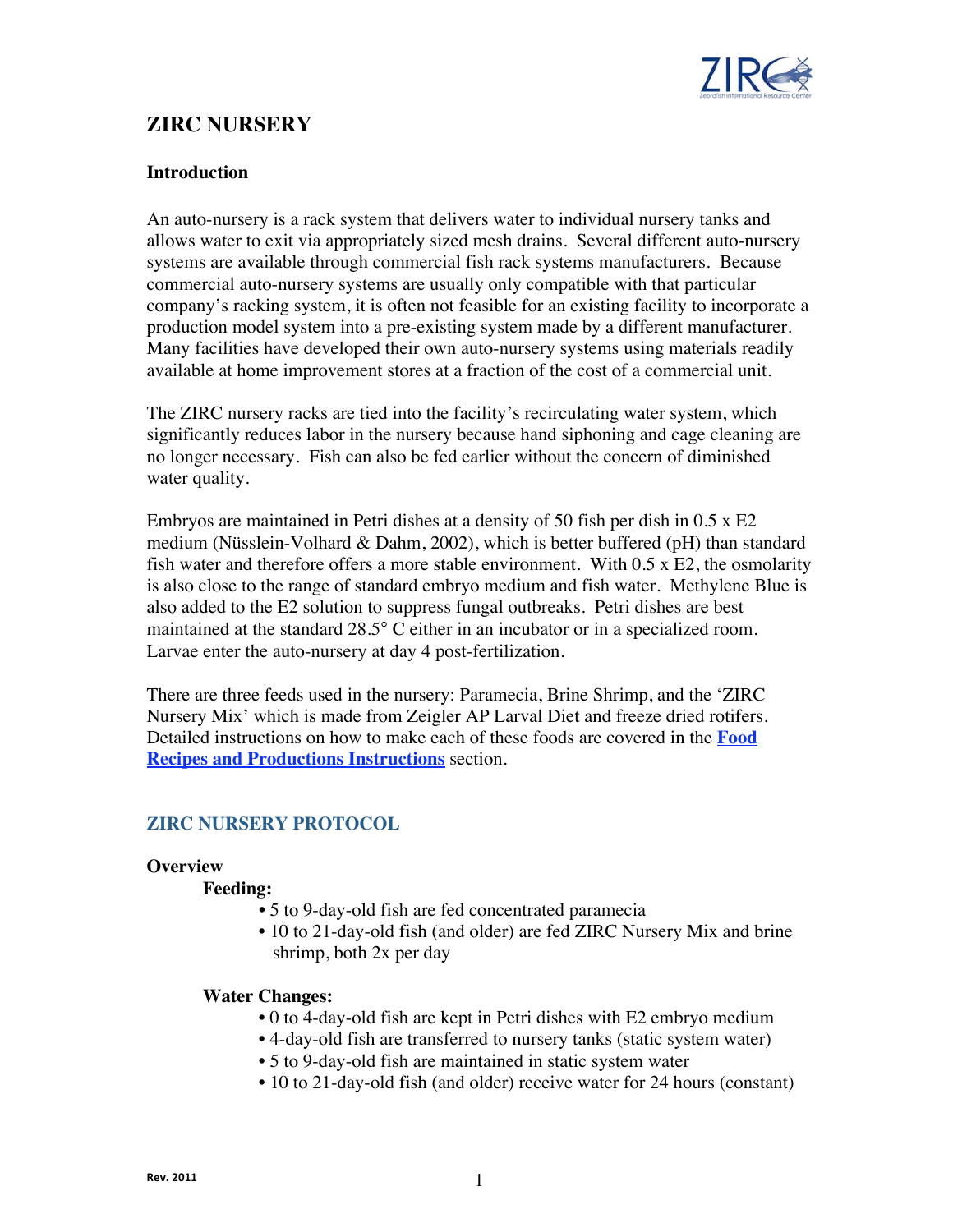# ZIRC NURSERY

## Introduction

An auto-nursery is a rack system that delivers water to individual nursery tanks and allows water to exit via appropriately sized mesh drains. Several different auto-nursery systems are available through commercial fish rack systems manufacturers. Because commercial auto-nursery systems are usually only compatible with that particular company's racking system, it is often not feasible for an existing facility to incorporate a production model system into a pre-existing system made by a different manufacturer. Many facilities have developed their own auto-nursery systems using materials readily available at home improvement stores at a fraction of the cost of a commercial unit.

The ZIRC nursery racks are tied into the facility's recirculating water system, which significantly reduces labor in the nursery because hand siphoning and cage cleaning are no longer necessary. Fish can also be fed earlier without the concern of diminished water quality.

Embryos are maintained in Petri dishes at a density of 50 fish per dish in 0.5 x E2 medium (Nüsslein-Volhard & Dahm, 2002), which is better buffered (pH) than standard fish water and therefore offers a more stable environment. With 0.5 x E2, the osmolarity is also close to the range of standard embryo medium and fish water. Methylene Blue is also added to the E2 solution to suppress fungal outbreaks. Petri dishes are best maintained at the standard 28.5° C either in an incubator or in a specialized room. Larvae enter the auto-nursery at day 4 post-fertilization.

There are three feeds used in the nursery: Paramecia, Brine Shrimp, and the 'ZIRC Nursery Mix' which is made from Zeigler AP Larval Diet and freeze dried rotifers. Detailed instructions on how to make each of these foods are covered in the **Food Recipes and Productions Instructions** section.

## ZIRC NURSERY PROTOCOL

### Overview

**Feeding:**

- 5 to 9-day-old fish are fed concentrated paramecia
- 10 to 21-day-old fish (and older) are fed ZIRC Nursery Mix and brine shrimp, both 2x per day

**Water Changes:**

- 0 to 4-day-old fish are kept in Petri dishes with E2 embryo medium
- 4-day-old fish are transferred to nursery tanks (static system water)
- 5 to 9-day-old fish are maintained in static system water
- 10 to 21-day-old fish (and older) receive water for 24 hours (constant)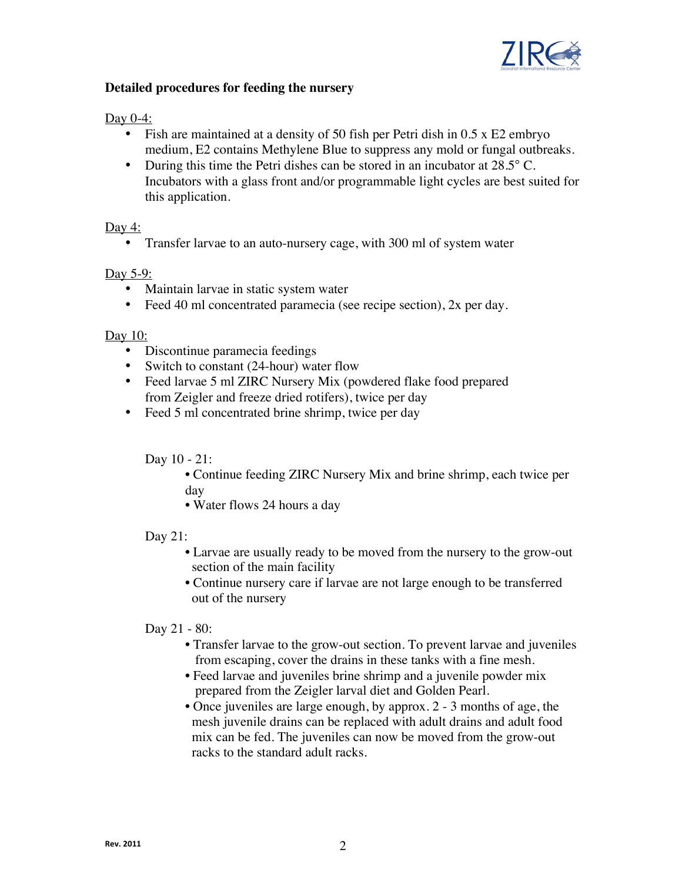**Detailed procedures for feeding the nursery**

Day 0-4:

- Fish are maintained at a density of 50 fish per Petri dish in 0.5 x E2 embryo medium, E2 contains Methylene Blue to suppress any mold or fungal outbreaks.
- During this time the Petri dishes can be stored in an incubator at 28.5° C. Incubators with a glass front and/or programmable light cycles are best suited for this application.

Day 4:

- Transfer larvae to an auto-nursery cage, with 300 ml of system water

Day 5-9:

- Maintain larvae in static system water
- Feed 40 ml concentrated paramecia (see recipe section), 2x per day.

Day 10:

- Discontinue paramecia feedings
- Switch to constant (24-hour) water flow
- Feed larvae 5 ml ZIRC Nursery Mix (powdered flake food prepared from Zeigler and freeze dried rotifers), twice per day
- Feed 5 ml concentrated brine shrimp, twice per day

Day 10 - 21:

- Continue feeding ZIRC Nursery Mix and brine shrimp, each twice per day
- Water flows 24 hours a day

Day 21:

- Larvae are usually ready to be moved from the nursery to the grow-out section of the main facility
- Continue nursery care if larvae are not large enough to be transferred out of the nursery

Day 21 - 80:

- Transfer larvae to the grow-out section. To prevent larvae and juveniles from escaping, cover the drains in these tanks with a fine mesh.
- Feed larvae and juveniles brine shrimp and a juvenile powder mix prepared from the Zeigler larval diet and Golden Pearl.
- Once juveniles are large enough, by approx. 2 - 3 months of age, the mesh juvenile drains can be replaced with adult drains and adult food mix can be fed. The juveniles can now be moved from the grow-out racks to the standard adult racks.

Rev. 2011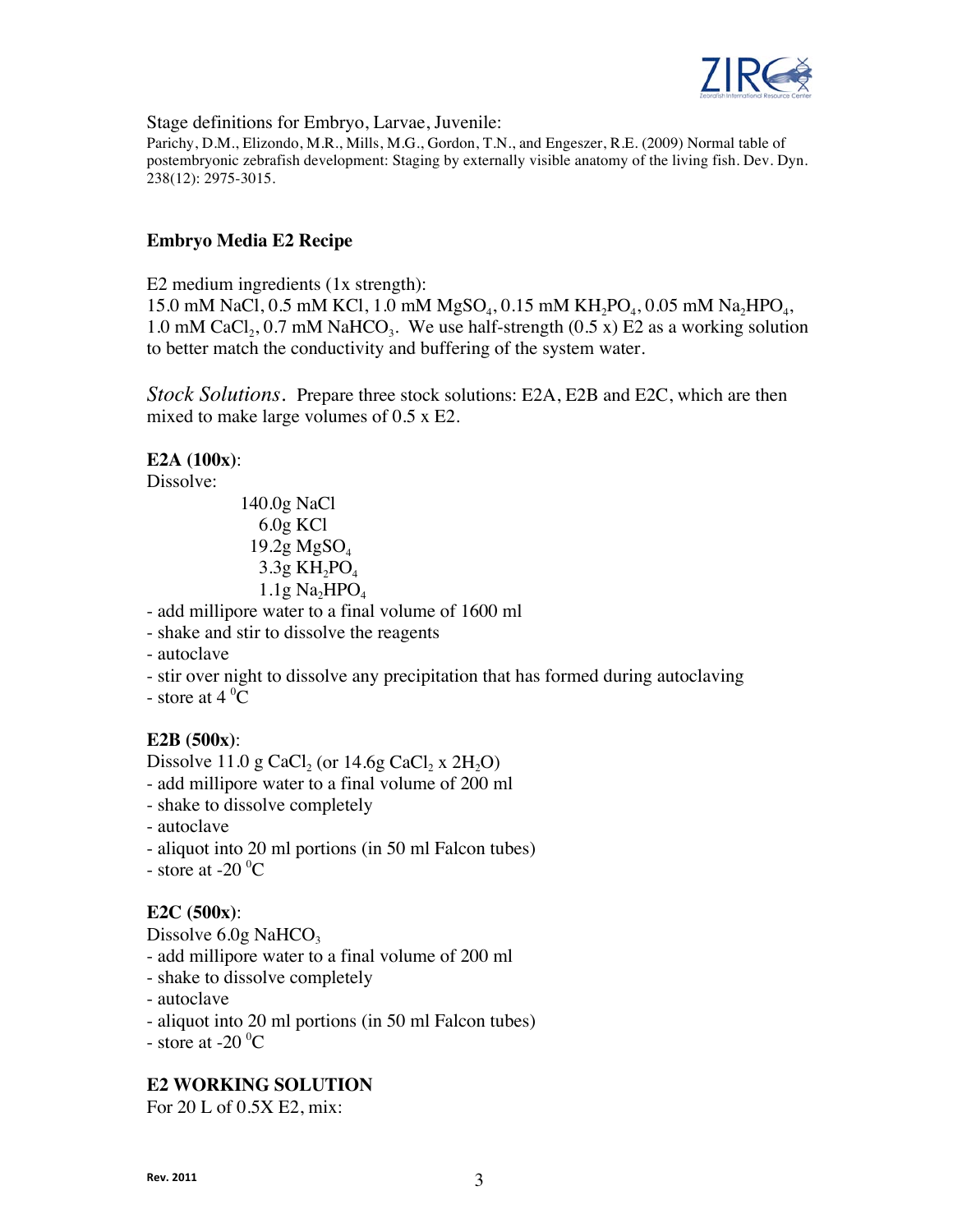Stage definitions for Embryo, Larvae, Juvenile:

Parichy, D.M., Elizondo, M.R., Mills, M.G., Gordon, T.N., and Engeszer, R.E. (2009) Normal table of postembryonic zebrafish development: Staging by externally visible anatomy of the living fish. Dev. Dyn. 238(12): 2975-3015.

**Embryo Media E2 Recipe**

E2 medium ingredients (1x strength):
15.0 mM NaCl, 0.5 mM KCl, 1.0 mM $MgSO_4$, 0.15 mM $KH_2PO_4$, 0.05 mM $Na_2HPO_4$, 1.0 mM $CaCl_2$, 0.7 mM $NaHCO_3$. We use half-strength (0.5 x) E2 as a working solution to better match the conductivity and buffering of the system water.

*Stock Solutions.* Prepare three stock solutions: E2A, E2B and E2C, which are then mixed to make large volumes of 0.5 x E2.

**E2A (100x)**:
Dissolve:

140.0g NaCl
6.0g KCl
19.2g $MgSO_4$
3.3g $KH_2PO_4$
1.1g $Na_2HPO_4$

- add millipore water to a final volume of 1600 ml
- shake and stir to dissolve the reagents
- autoclave
- stir over night to dissolve any precipitation that has formed during autoclaving
- store at 4 $^0$C

**E2B (500x)**:
Dissolve 11.0 g $CaCl_2$ (or 14.6g $CaCl_2$ x $2H_2O$)
- add millipore water to a final volume of 200 ml
- shake to dissolve completely
- autoclave
- aliquot into 20 ml portions (in 50 ml Falcon tubes)
- store at -20 $^0$C

**E2C (500x)**:
Dissolve 6.0g $NaHCO_3$
- add millipore water to a final volume of 200 ml
- shake to dissolve completely
- autoclave
- aliquot into 20 ml portions (in 50 ml Falcon tubes)
- store at -20 $^0$C

**E2 WORKING SOLUTION**
For 20 L of 0.5X E2, mix: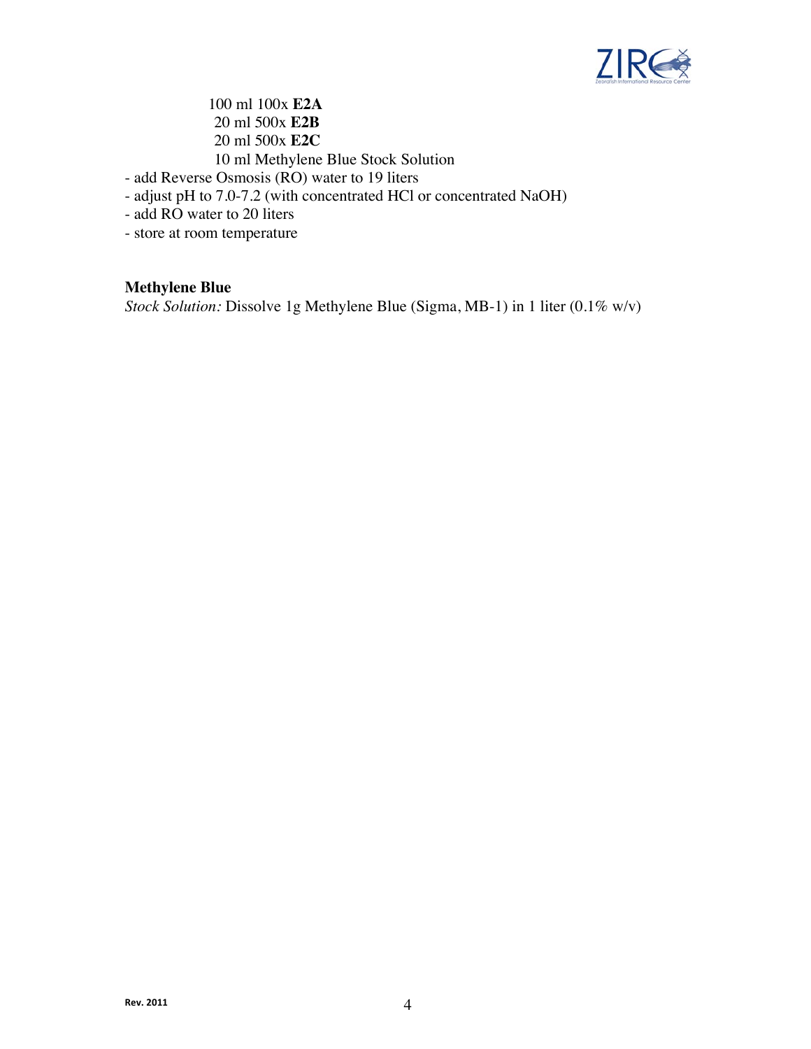100 ml 100x **E2A**
20 ml 500x **E2B**
20 ml 500x **E2C**
10 ml Methylene Blue Stock Solution

- add Reverse Osmosis (RO) water to 19 liters
- adjust pH to 7.0-7.2 (with concentrated HCl or concentrated NaOH)
- add RO water to 20 liters
- store at room temperature

**Methylene Blue**

*Stock Solution:* Dissolve 1g Methylene Blue (Sigma, MB-1) in 1 liter (0.1% w/v)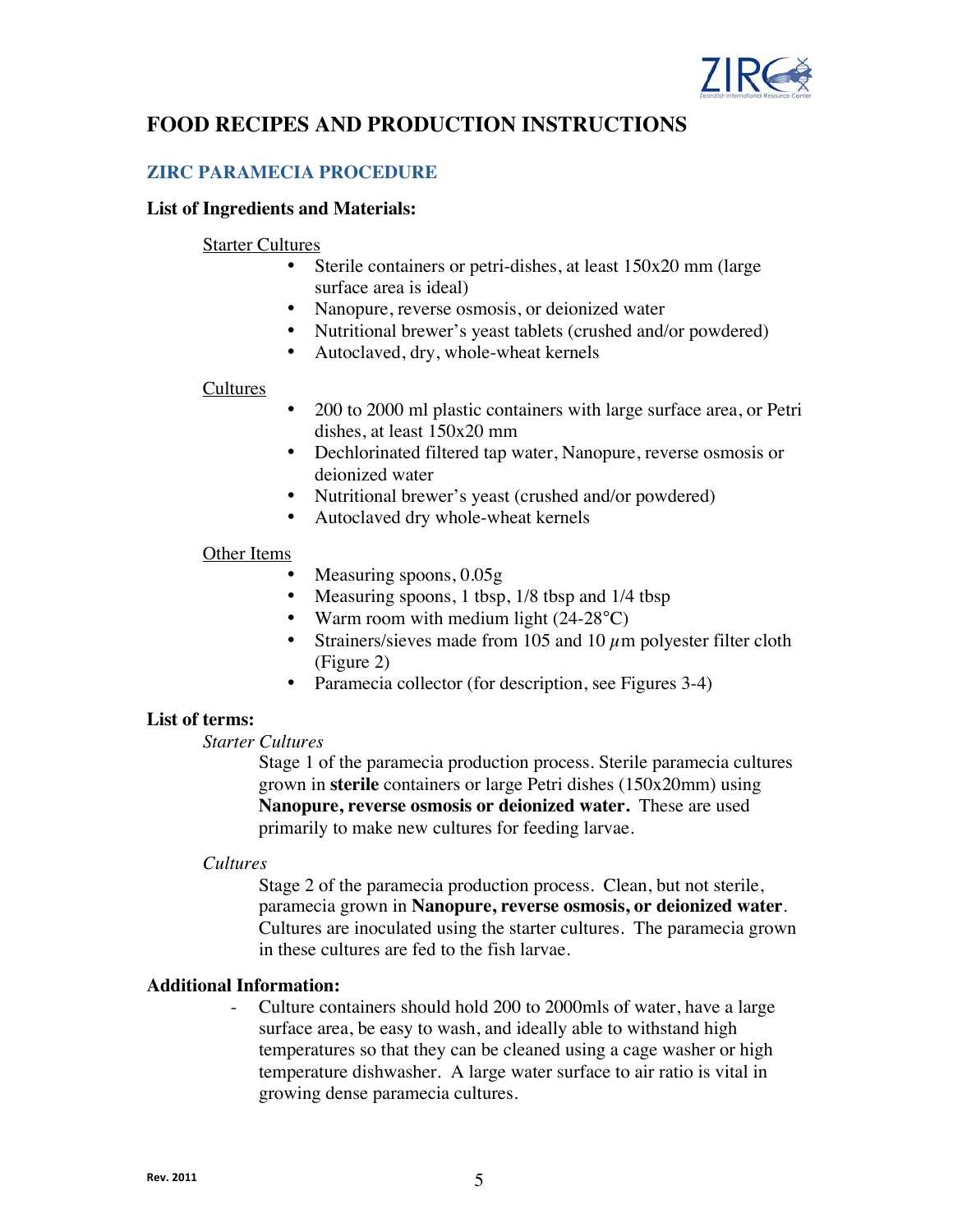# FOOD RECIPES AND PRODUCTION INSTRUCTIONS

## ZIRC PARAMECIA PROCEDURE

### List of Ingredients and Materials:

Starter Cultures

- Sterile containers or petri-dishes, at least 150x20 mm (large surface area is ideal)
- Nanopure, reverse osmosis, or deionized water
- Nutritional brewer's yeast tablets (crushed and/or powdered)
- Autoclaved, dry, whole-wheat kernels

Cultures

- 200 to 2000 ml plastic containers with large surface area, or Petri dishes, at least 150x20 mm
- Dechlorinated filtered tap water, Nanopure, reverse osmosis or deionized water
- Nutritional brewer's yeast (crushed and/or powdered)
- Autoclaved dry whole-wheat kernels

Other Items

- Measuring spoons, 0.05g
- Measuring spoons, 1 tbsp, 1/8 tbsp and 1/4 tbsp
- Warm room with medium light (24-28°C)
- Strainers/sieves made from 105 and 10 $\mu$m polyester filter cloth (Figure 2)
- Paramecia collector (for description, see Figures 3-4)

### List of terms:

*Starter Cultures*

Stage 1 of the paramecia production process. Sterile paramecia cultures grown in **sterile** containers or large Petri dishes (150x20mm) using **Nanopure, reverse osmosis or deionized water.** These are used primarily to make new cultures for feeding larvae.

*Cultures*

Stage 2 of the paramecia production process. Clean, but not sterile, paramecia grown in **Nanopure, reverse osmosis, or deionized water**. Cultures are inoculated using the starter cultures. The paramecia grown in these cultures are fed to the fish larvae.

### Additional Information:

- Culture containers should hold 200 to 2000mls of water, have a large surface area, be easy to wash, and ideally able to withstand high temperatures so that they can be cleaned using a cage washer or high temperature dishwasher. A large water surface to air ratio is vital in growing dense paramecia cultures.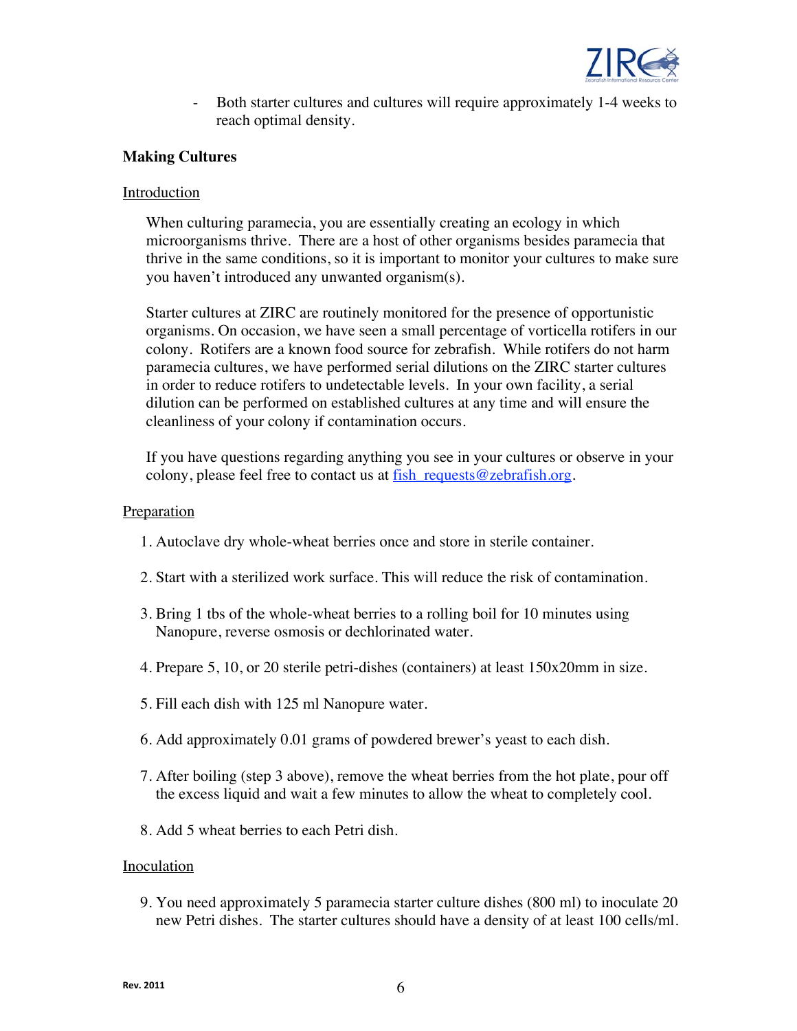- Both starter cultures and cultures will require approximately 1-4 weeks to reach optimal density.

**Making Cultures**

Introduction

When culturing paramecia, you are essentially creating an ecology in which microorganisms thrive. There are a host of other organisms besides paramecia that thrive in the same conditions, so it is important to monitor your cultures to make sure you haven't introduced any unwanted organism(s).

Starter cultures at ZIRC are routinely monitored for the presence of opportunistic organisms. On occasion, we have seen a small percentage of vorticella rotifers in our colony. Rotifers are a known food source for zebrafish. While rotifers do not harm paramecia cultures, we have performed serial dilutions on the ZIRC starter cultures in order to reduce rotifers to undetectable levels. In your own facility, a serial dilution can be performed on established cultures at any time and will ensure the cleanliness of your colony if contamination occurs.

If you have questions regarding anything you see in your cultures or observe in your colony, please feel free to contact us at fish_requests@zebrafish.org.

Preparation

1. Autoclave dry whole-wheat berries once and store in sterile container.

2. Start with a sterilized work surface. This will reduce the risk of contamination.

3. Bring 1 tbs of the whole-wheat berries to a rolling boil for 10 minutes using Nanopure, reverse osmosis or dechlorinated water.

4. Prepare 5, 10, or 20 sterile petri-dishes (containers) at least 150x20mm in size.

5. Fill each dish with 125 ml Nanopure water.

6. Add approximately 0.01 grams of powdered brewer's yeast to each dish.

7. After boiling (step 3 above), remove the wheat berries from the hot plate, pour off the excess liquid and wait a few minutes to allow the wheat to completely cool.

8. Add 5 wheat berries to each Petri dish.

Inoculation

9. You need approximately 5 paramecia starter culture dishes (800 ml) to inoculate 20 new Petri dishes. The starter cultures should have a density of at least 100 cells/ml.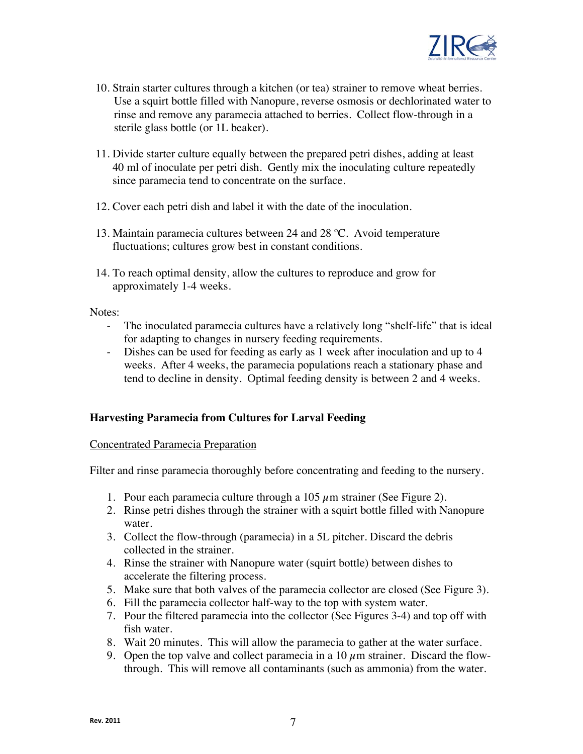10. Strain starter cultures through a kitchen (or tea) strainer to remove wheat berries. Use a squirt bottle filled with Nanopure, reverse osmosis or dechlorinated water to rinse and remove any paramecia attached to berries. Collect flow-through in a sterile glass bottle (or 1L beaker).

11. Divide starter culture equally between the prepared petri dishes, adding at least 40 ml of inoculate per petri dish. Gently mix the inoculating culture repeatedly since paramecia tend to concentrate on the surface.

12. Cover each petri dish and label it with the date of the inoculation.

13. Maintain paramecia cultures between 24 and 28 ºC. Avoid temperature fluctuations; cultures grow best in constant conditions.

14. To reach optimal density, allow the cultures to reproduce and grow for approximately 1-4 weeks.

Notes:

- The inoculated paramecia cultures have a relatively long "shelf-life" that is ideal for adapting to changes in nursery feeding requirements.
- Dishes can be used for feeding as early as 1 week after inoculation and up to 4 weeks. After 4 weeks, the paramecia populations reach a stationary phase and tend to decline in density. Optimal feeding density is between 2 and 4 weeks.

## Harvesting Paramecia from Cultures for Larval Feeding

Concentrated Paramecia Preparation

Filter and rinse paramecia thoroughly before concentrating and feeding to the nursery.

1. Pour each paramecia culture through a 105 $\mu$m strainer (See Figure 2).
2. Rinse petri dishes through the strainer with a squirt bottle filled with Nanopure water.
3. Collect the flow-through (paramecia) in a 5L pitcher. Discard the debris collected in the strainer.
4. Rinse the strainer with Nanopure water (squirt bottle) between dishes to accelerate the filtering process.
5. Make sure that both valves of the paramecia collector are closed (See Figure 3).
6. Fill the paramecia collector half-way to the top with system water.
7. Pour the filtered paramecia into the collector (See Figures 3-4) and top off with fish water.
8. Wait 20 minutes. This will allow the paramecia to gather at the water surface.
9. Open the top valve and collect paramecia in a 10 $\mu$m strainer. Discard the flow-through. This will remove all contaminants (such as ammonia) from the water.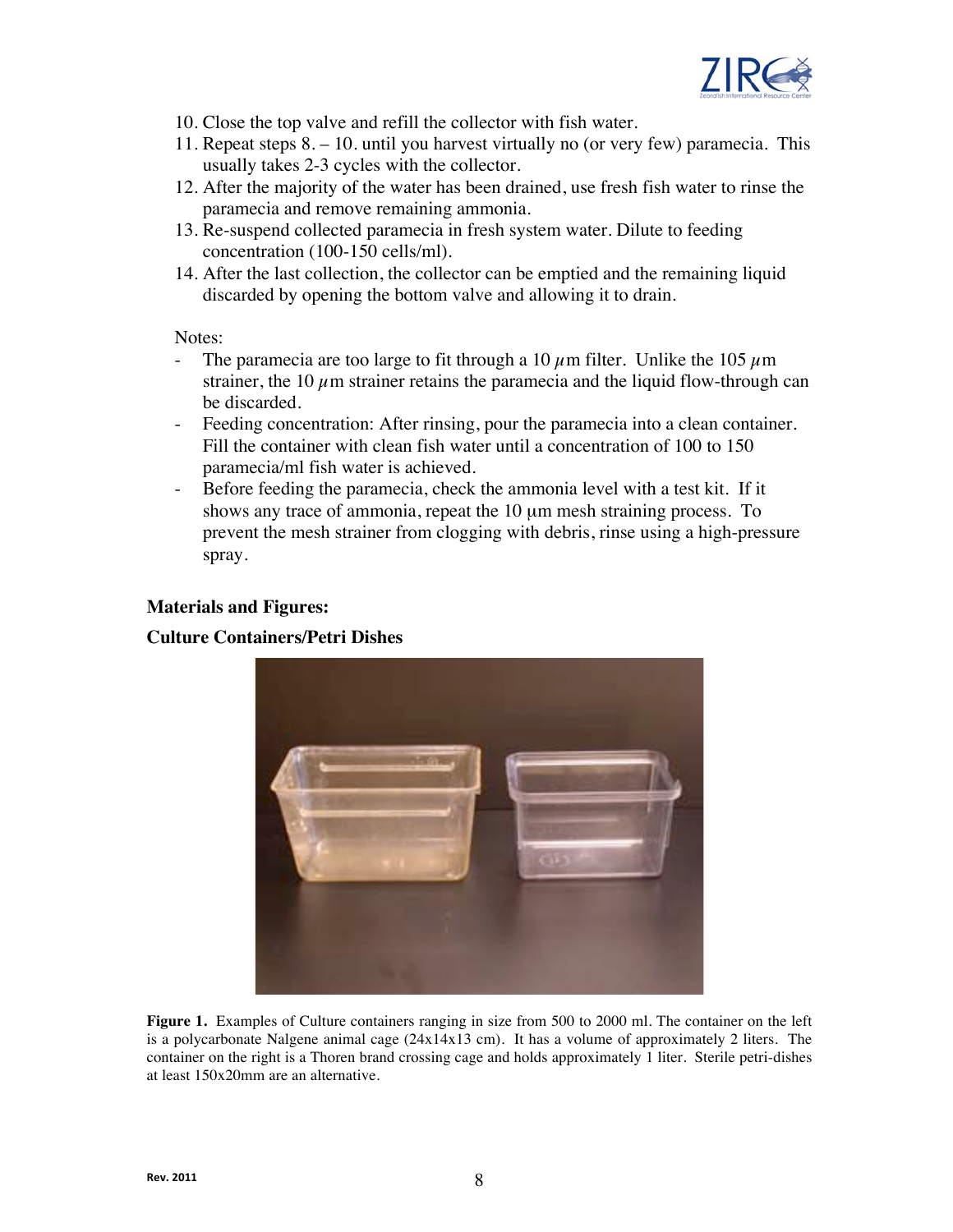10. Close the top valve and refill the collector with fish water.
11. Repeat steps 8. – 10. until you harvest virtually no (or very few) paramecia. This usually takes 2-3 cycles with the collector.
12. After the majority of the water has been drained, use fresh fish water to rinse the paramecia and remove remaining ammonia.
13. Re-suspend collected paramecia in fresh system water. Dilute to feeding concentration (100-150 cells/ml).
14. After the last collection, the collector can be emptied and the remaining liquid discarded by opening the bottom valve and allowing it to drain.

Notes:

- The paramecia are too large to fit through a 10 $\mu$m filter. Unlike the 105 $\mu$m strainer, the 10 $\mu$m strainer retains the paramecia and the liquid flow-through can be discarded.
- Feeding concentration: After rinsing, pour the paramecia into a clean container. Fill the container with clean fish water until a concentration of 100 to 150 paramecia/ml fish water is achieved.
- Before feeding the paramecia, check the ammonia level with a test kit. If it shows any trace of ammonia, repeat the 10 µm mesh straining process. To prevent the mesh strainer from clogging with debris, rinse using a high-pressure spray.

**Materials and Figures:**

**Culture Containers/Petri Dishes**

**Figure 1.** Examples of Culture containers ranging in size from 500 to 2000 ml. The container on the left is a polycarbonate Nalgene animal cage (24x14x13 cm). It has a volume of approximately 2 liters. The container on the right is a Thoren brand crossing cage and holds approximately 1 liter. Sterile petri-dishes at least 150x20mm are an alternative.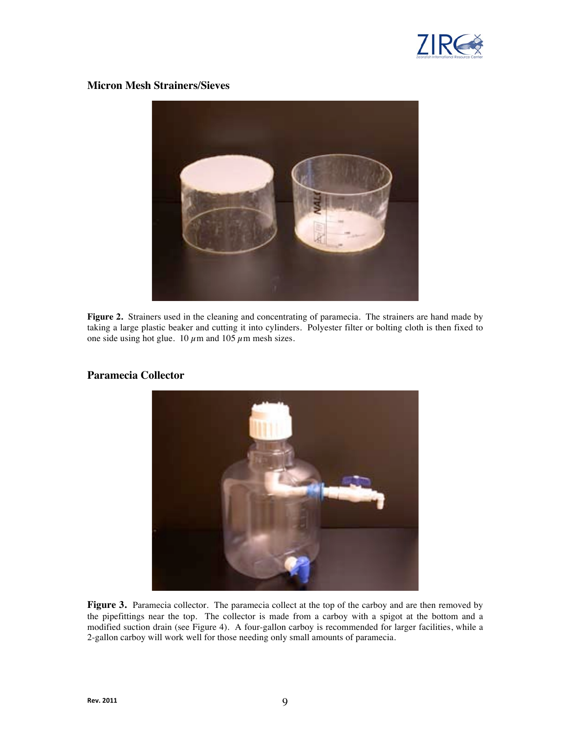## Micron Mesh Strainers/Sieves

**Figure 2.** Strainers used in the cleaning and concentrating of paramecia. The strainers are hand made by taking a large plastic beaker and cutting it into cylinders. Polyester filter or bolting cloth is then fixed to one side using hot glue. 10 $\mu$m and 105 $\mu$m mesh sizes.

## Paramecia Collector

**Figure 3.** Paramecia collector. The paramecia collect at the top of the carboy and are then removed by the pipefittings near the top. The collector is made from a carboy with a spigot at the bottom and a modified suction drain (see Figure 4). A four-gallon carboy is recommended for larger facilities, while a 2-gallon carboy will work well for those needing only small amounts of paramecia.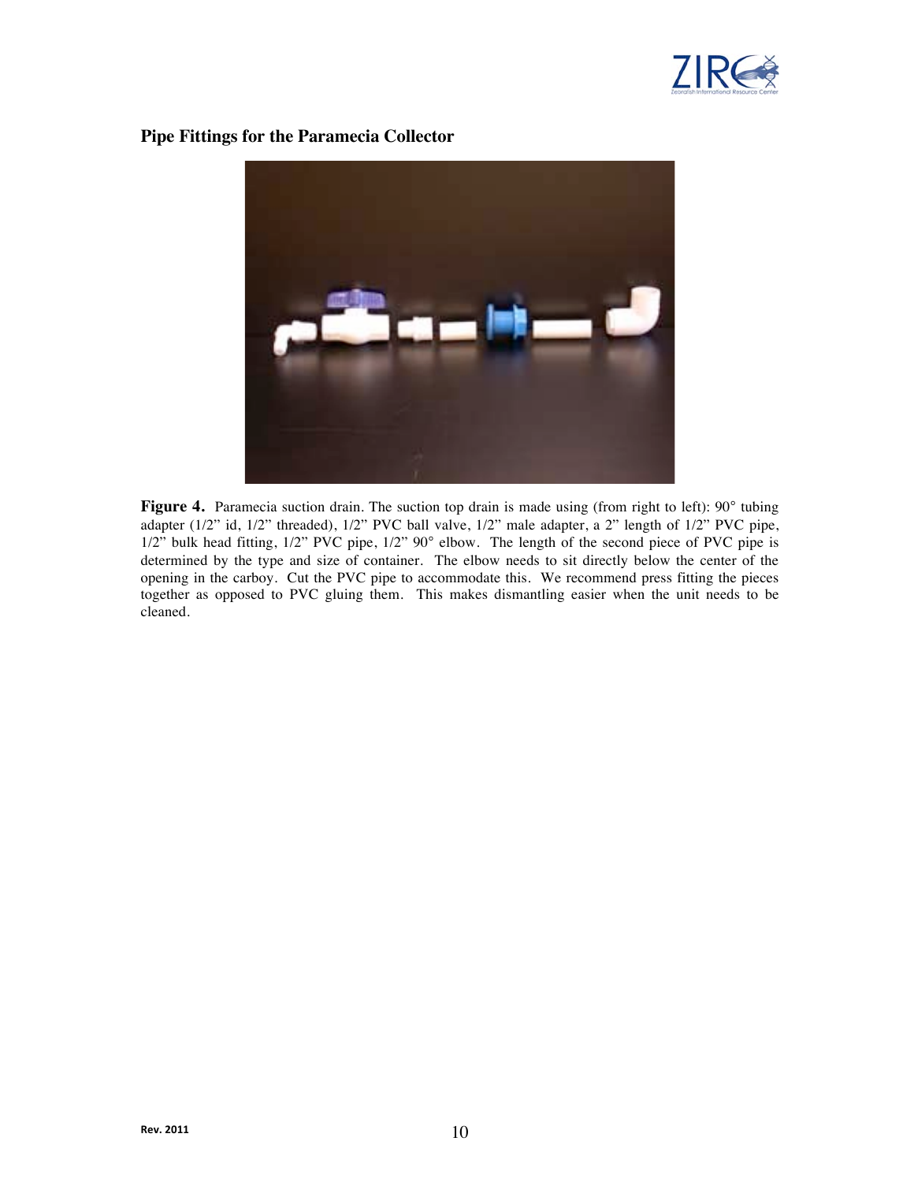## Pipe Fittings for the Paramecia Collector

**Figure 4.** Paramecia suction drain. The suction top drain is made using (from right to left): 90° tubing adapter (1/2" id, 1/2" threaded), 1/2" PVC ball valve, 1/2" male adapter, a 2" length of 1/2" PVC pipe, 1/2" bulk head fitting, 1/2" PVC pipe, 1/2" 90° elbow. The length of the second piece of PVC pipe is determined by the type and size of container. The elbow needs to sit directly below the center of the opening in the carboy. Cut the PVC pipe to accommodate this. We recommend press fitting the pieces together as opposed to PVC gluing them. This makes dismantling easier when the unit needs to be cleaned.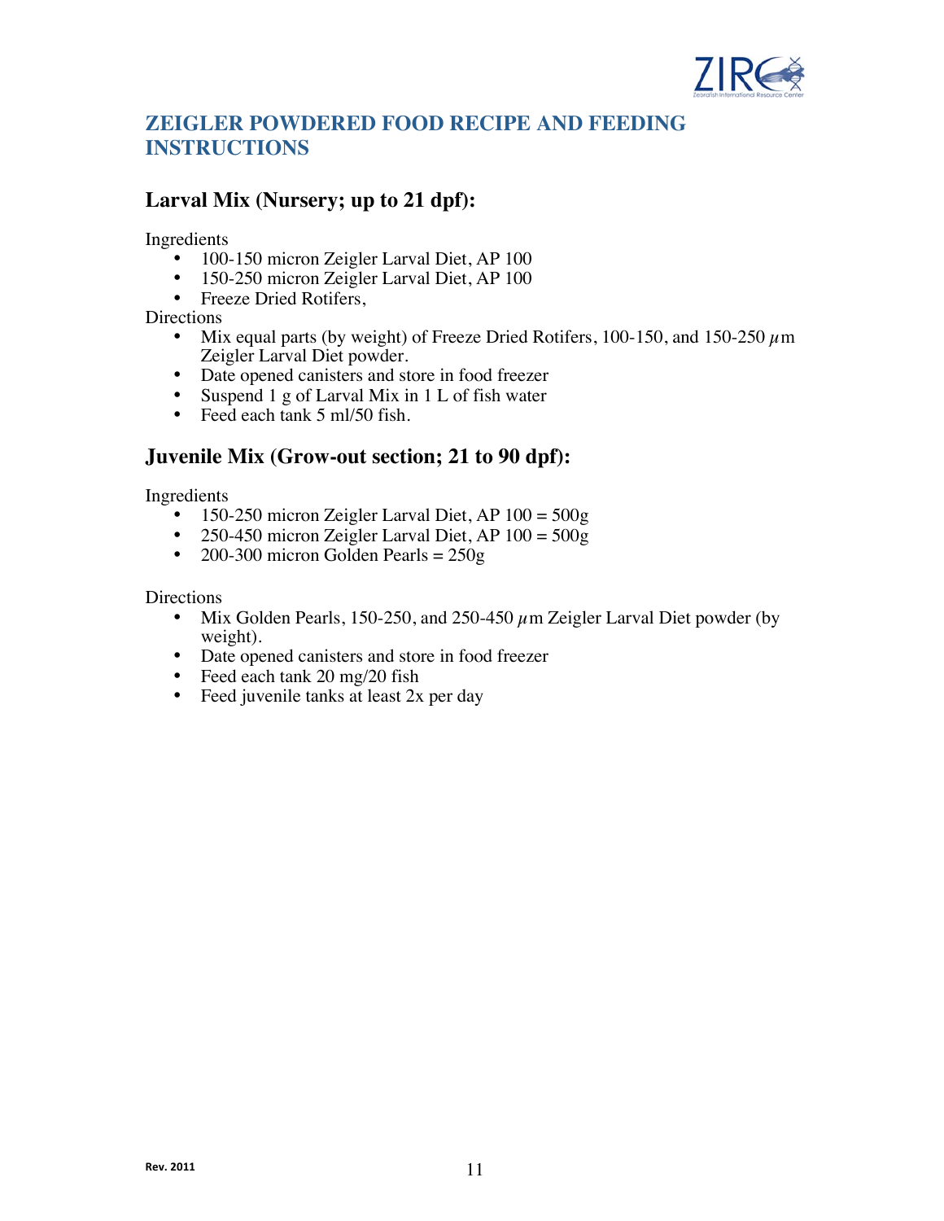## ZEIGLER POWDERED FOOD RECIPE AND FEEDING INSTRUCTIONS

### Larval Mix (Nursery; up to 21 dpf):

Ingredients

- 100-150 micron Zeigler Larval Diet, AP 100
- 150-250 micron Zeigler Larval Diet, AP 100
- Freeze Dried Rotifers,

Directions

- Mix equal parts (by weight) of Freeze Dried Rotifers, 100-150, and 150-250 $\mu$m Zeigler Larval Diet powder.
- Date opened canisters and store in food freezer
- Suspend 1 g of Larval Mix in 1 L of fish water
- Feed each tank 5 ml/50 fish.

### Juvenile Mix (Grow-out section; 21 to 90 dpf):

Ingredients

- 150-250 micron Zeigler Larval Diet, AP 100 = 500g
- 250-450 micron Zeigler Larval Diet, AP 100 = 500g
- 200-300 micron Golden Pearls = 250g

Directions

- Mix Golden Pearls, 150-250, and 250-450 $\mu$m Zeigler Larval Diet powder (by weight).
- Date opened canisters and store in food freezer
- Feed each tank 20 mg/20 fish
- Feed juvenile tanks at least 2x per day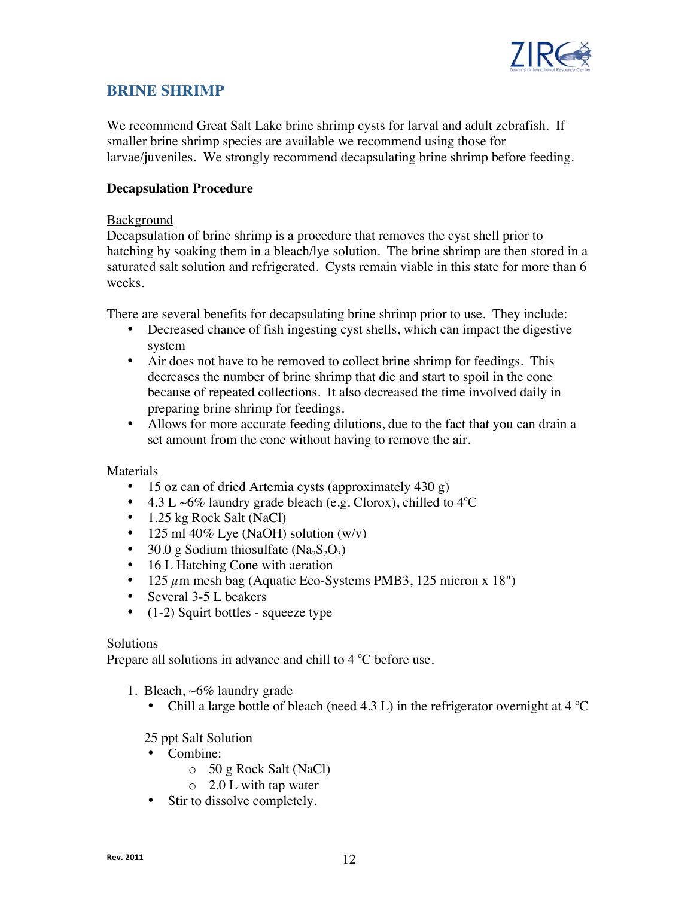## BRINE SHRIMP

We recommend Great Salt Lake brine shrimp cysts for larval and adult zebrafish. If smaller brine shrimp species are available we recommend using those for larvae/juveniles. We strongly recommend decapsulating brine shrimp before feeding.

### Decapsulation Procedure

<u>Background</u>

Decapsulation of brine shrimp is a procedure that removes the cyst shell prior to hatching by soaking them in a bleach/lye solution. The brine shrimp are then stored in a saturated salt solution and refrigerated. Cysts remain viable in this state for more than 6 weeks.

There are several benefits for decapsulating brine shrimp prior to use. They include:

- Decreased chance of fish ingesting cyst shells, which can impact the digestive system
- Air does not have to be removed to collect brine shrimp for feedings. This decreases the number of brine shrimp that die and start to spoil in the cone because of repeated collections. It also decreased the time involved daily in preparing brine shrimp for feedings.
- Allows for more accurate feeding dilutions, due to the fact that you can drain a set amount from the cone without having to remove the air.

<u>Materials</u>

- 15 oz can of dried Artemia cysts (approximately 430 g)
- 4.3 L ~6% laundry grade bleach (e.g. Clorox), chilled to 4°C
- 1.25 kg Rock Salt (NaCl)
- 125 ml 40% Lye (NaOH) solution (w/v)
- 30.0 g Sodium thiosulfate ($Na_2S_2O_3$)
- 16 L Hatching Cone with aeration
- 125 $\mu$m mesh bag (Aquatic Eco-Systems PMB3, 125 micron x 18")
- Several 3-5 L beakers
- (1-2) Squirt bottles - squeeze type

<u>Solutions</u>

Prepare all solutions in advance and chill to 4 °C before use.

1. Bleach, ~6% laundry grade
   - Chill a large bottle of bleach (need 4.3 L) in the refrigerator overnight at 4 °C

   25 ppt Salt Solution
   - Combine:
     - 50 g Rock Salt (NaCl)
     - 2.0 L with tap water
   - Stir to dissolve completely.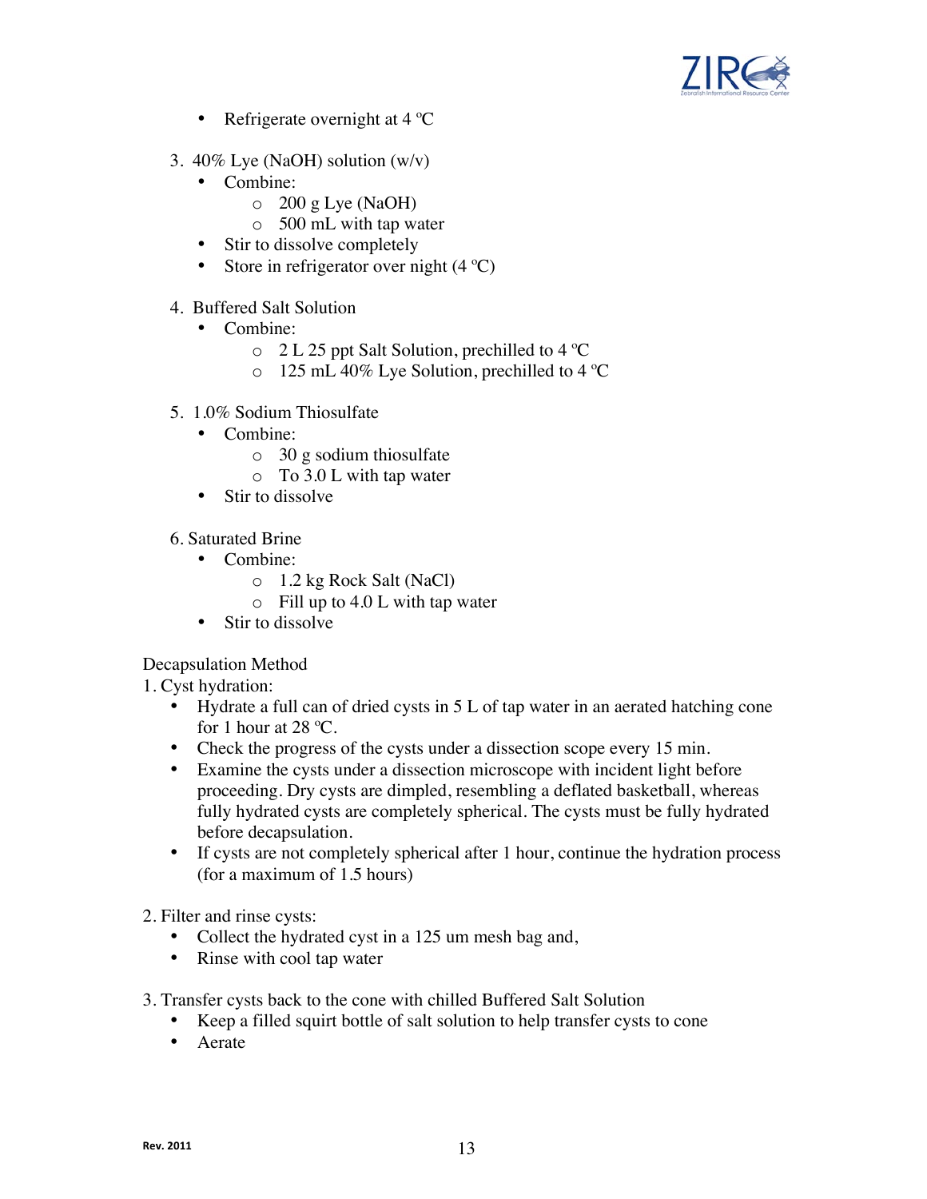- Refrigerate overnight at 4 ºC

3. 40% Lye (NaOH) solution (w/v)
   - Combine:
     - 200 g Lye (NaOH)
     - 500 mL with tap water
   - Stir to dissolve completely
   - Store in refrigerator over night (4 ºC)

4. Buffered Salt Solution
   - Combine:
     - 2 L 25 ppt Salt Solution, prechilled to 4 ºC
     - 125 mL 40% Lye Solution, prechilled to 4 ºC

5. 1.0% Sodium Thiosulfate
   - Combine:
     - 30 g sodium thiosulfate
     - To 3.0 L with tap water
   - Stir to dissolve

6. Saturated Brine
   - Combine:
     - 1.2 kg Rock Salt (NaCl)
     - Fill up to 4.0 L with tap water
   - Stir to dissolve

Decapsulation Method

1. Cyst hydration:
   - Hydrate a full can of dried cysts in 5 L of tap water in an aerated hatching cone for 1 hour at 28 ºC.
   - Check the progress of the cysts under a dissection scope every 15 min.
   - Examine the cysts under a dissection microscope with incident light before proceeding. Dry cysts are dimpled, resembling a deflated basketball, whereas fully hydrated cysts are completely spherical. The cysts must be fully hydrated before decapsulation.
   - If cysts are not completely spherical after 1 hour, continue the hydration process (for a maximum of 1.5 hours)

2. Filter and rinse cysts:
   - Collect the hydrated cyst in a 125 um mesh bag and,
   - Rinse with cool tap water

3. Transfer cysts back to the cone with chilled Buffered Salt Solution
   - Keep a filled squirt bottle of salt solution to help transfer cysts to cone
   - Aerate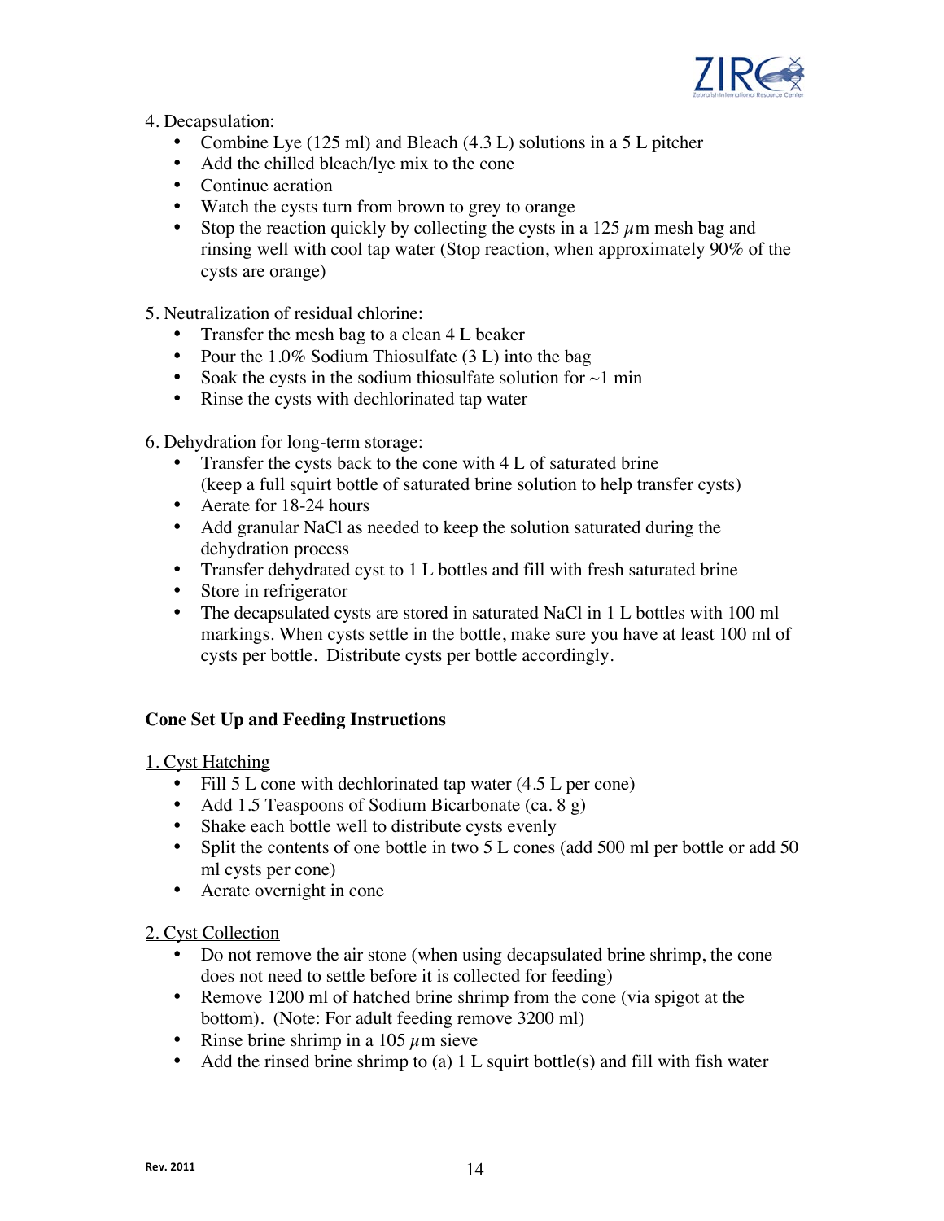4. Decapsulation:

- Combine Lye (125 ml) and Bleach (4.3 L) solutions in a 5 L pitcher
- Add the chilled bleach/lye mix to the cone
- Continue aeration
- Watch the cysts turn from brown to grey to orange
- Stop the reaction quickly by collecting the cysts in a 125 $\mu$m mesh bag and rinsing well with cool tap water (Stop reaction, when approximately 90% of the cysts are orange)

5. Neutralization of residual chlorine:

- Transfer the mesh bag to a clean 4 L beaker
- Pour the 1.0% Sodium Thiosulfate (3 L) into the bag
- Soak the cysts in the sodium thiosulfate solution for ~1 min
- Rinse the cysts with dechlorinated tap water

6. Dehydration for long-term storage:

- Transfer the cysts back to the cone with 4 L of saturated brine (keep a full squirt bottle of saturated brine solution to help transfer cysts)
- Aerate for 18-24 hours
- Add granular NaCl as needed to keep the solution saturated during the dehydration process
- Transfer dehydrated cyst to 1 L bottles and fill with fresh saturated brine
- Store in refrigerator
- The decapsulated cysts are stored in saturated NaCl in 1 L bottles with 100 ml markings. When cysts settle in the bottle, make sure you have at least 100 ml of cysts per bottle. Distribute cysts per bottle accordingly.

### Cone Set Up and Feeding Instructions

1. Cyst Hatching

- Fill 5 L cone with dechlorinated tap water (4.5 L per cone)
- Add 1.5 Teaspoons of Sodium Bicarbonate (ca. 8 g)
- Shake each bottle well to distribute cysts evenly
- Split the contents of one bottle in two 5 L cones (add 500 ml per bottle or add 50 ml cysts per cone)
- Aerate overnight in cone

2. Cyst Collection

- Do not remove the air stone (when using decapsulated brine shrimp, the cone does not need to settle before it is collected for feeding)
- Remove 1200 ml of hatched brine shrimp from the cone (via spigot at the bottom). (Note: For adult feeding remove 3200 ml)
- Rinse brine shrimp in a 105 $\mu$m sieve
- Add the rinsed brine shrimp to (a) 1 L squirt bottle(s) and fill with fish water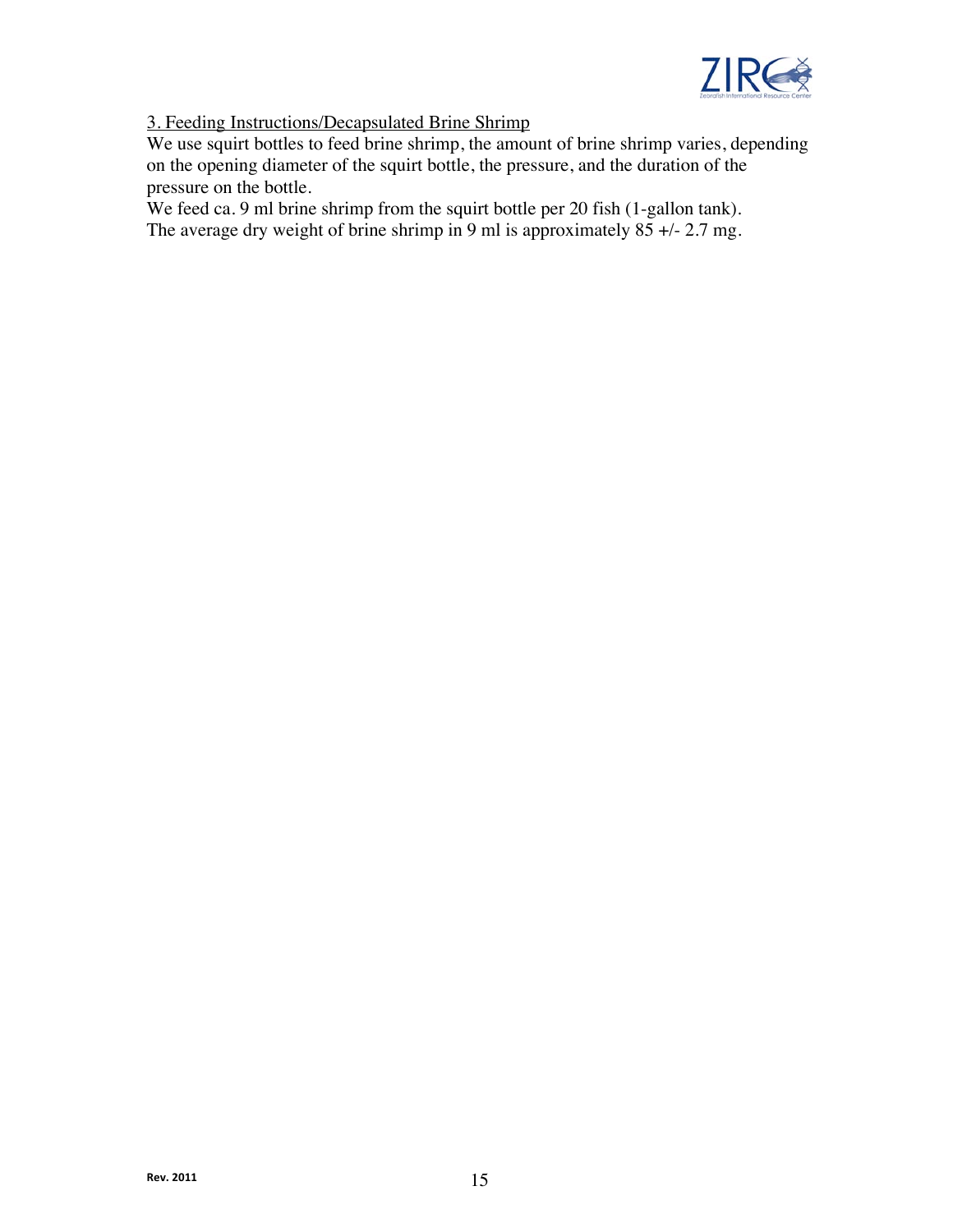3. Feeding Instructions/Decapsulated Brine Shrimp

We use squirt bottles to feed brine shrimp, the amount of brine shrimp varies, depending on the opening diameter of the squirt bottle, the pressure, and the duration of the pressure on the bottle.

We feed ca. 9 ml brine shrimp from the squirt bottle per 20 fish (1-gallon tank).

The average dry weight of brine shrimp in 9 ml is approximately 85 +/- 2.7 mg.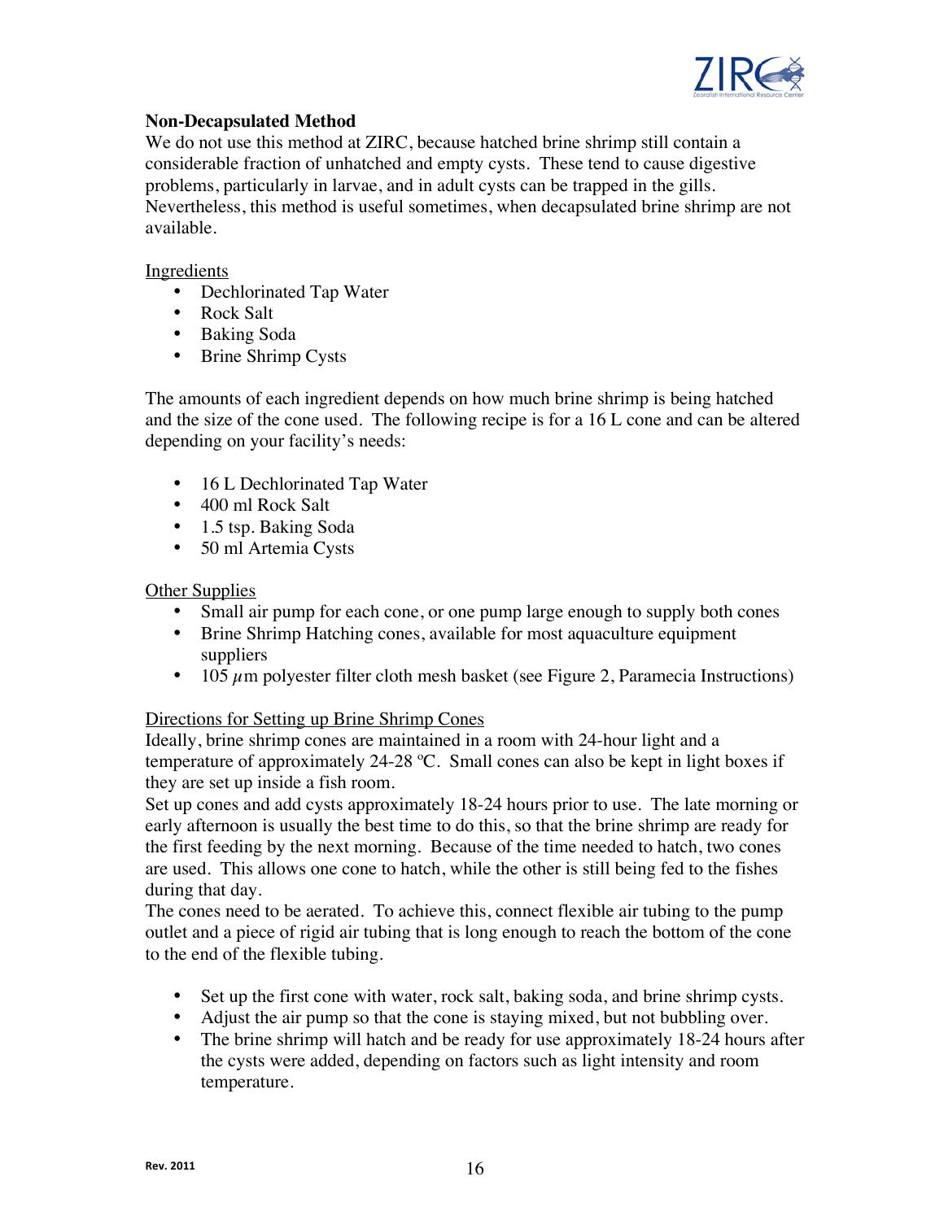**Non-Decapsulated Method**

We do not use this method at ZIRC, because hatched brine shrimp still contain a considerable fraction of unhatched and empty cysts. These tend to cause digestive problems, particularly in larvae, and in adult cysts can be trapped in the gills. Nevertheless, this method is useful sometimes, when decapsulated brine shrimp are not available.

Ingredients

- Dechlorinated Tap Water
- Rock Salt
- Baking Soda
- Brine Shrimp Cysts

The amounts of each ingredient depends on how much brine shrimp is being hatched and the size of the cone used. The following recipe is for a 16 L cone and can be altered depending on your facility's needs:

- 16 L Dechlorinated Tap Water
- 400 ml Rock Salt
- 1.5 tsp. Baking Soda
- 50 ml Artemia Cysts

Other Supplies

- Small air pump for each cone, or one pump large enough to supply both cones
- Brine Shrimp Hatching cones, available for most aquaculture equipment suppliers
- 105 $\mu$m polyester filter cloth mesh basket (see Figure 2, Paramecia Instructions)

Directions for Setting up Brine Shrimp Cones

Ideally, brine shrimp cones are maintained in a room with 24-hour light and a temperature of approximately 24-28 ºC. Small cones can also be kept in light boxes if they are set up inside a fish room.

Set up cones and add cysts approximately 18-24 hours prior to use. The late morning or early afternoon is usually the best time to do this, so that the brine shrimp are ready for the first feeding by the next morning. Because of the time needed to hatch, two cones are used. This allows one cone to hatch, while the other is still being fed to the fishes during that day.

The cones need to be aerated. To achieve this, connect flexible air tubing to the pump outlet and a piece of rigid air tubing that is long enough to reach the bottom of the cone to the end of the flexible tubing.

- Set up the first cone with water, rock salt, baking soda, and brine shrimp cysts.
- Adjust the air pump so that the cone is staying mixed, but not bubbling over.
- The brine shrimp will hatch and be ready for use approximately 18-24 hours after the cysts were added, depending on factors such as light intensity and room temperature.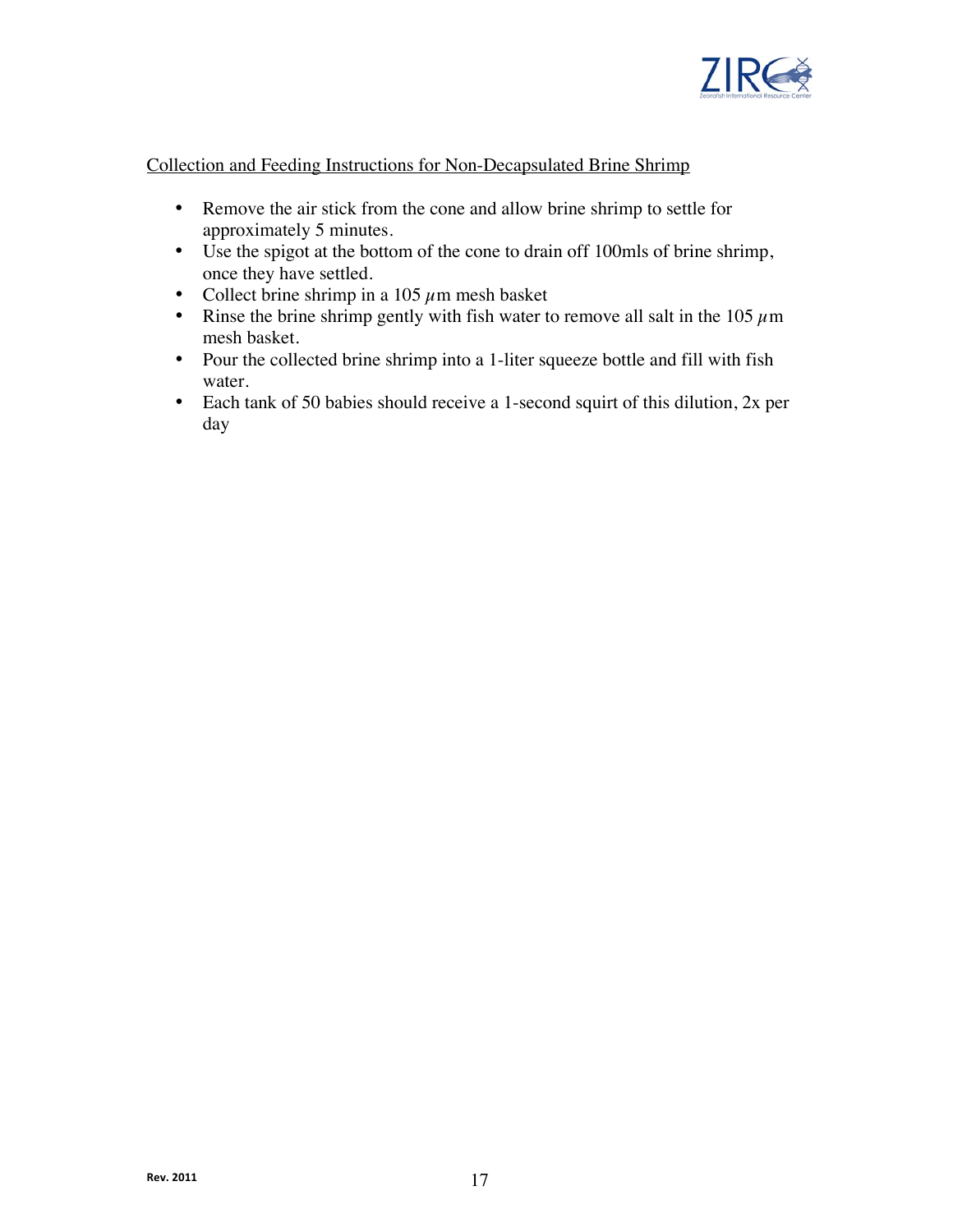Collection and Feeding Instructions for Non-Decapsulated Brine Shrimp

- Remove the air stick from the cone and allow brine shrimp to settle for approximately 5 minutes.
- Use the spigot at the bottom of the cone to drain off 100mls of brine shrimp, once they have settled.
- Collect brine shrimp in a 105 $\mu$m mesh basket
- Rinse the brine shrimp gently with fish water to remove all salt in the 105 $\mu$m mesh basket.
- Pour the collected brine shrimp into a 1-liter squeeze bottle and fill with fish water.
- Each tank of 50 babies should receive a 1-second squirt of this dilution, 2x per day